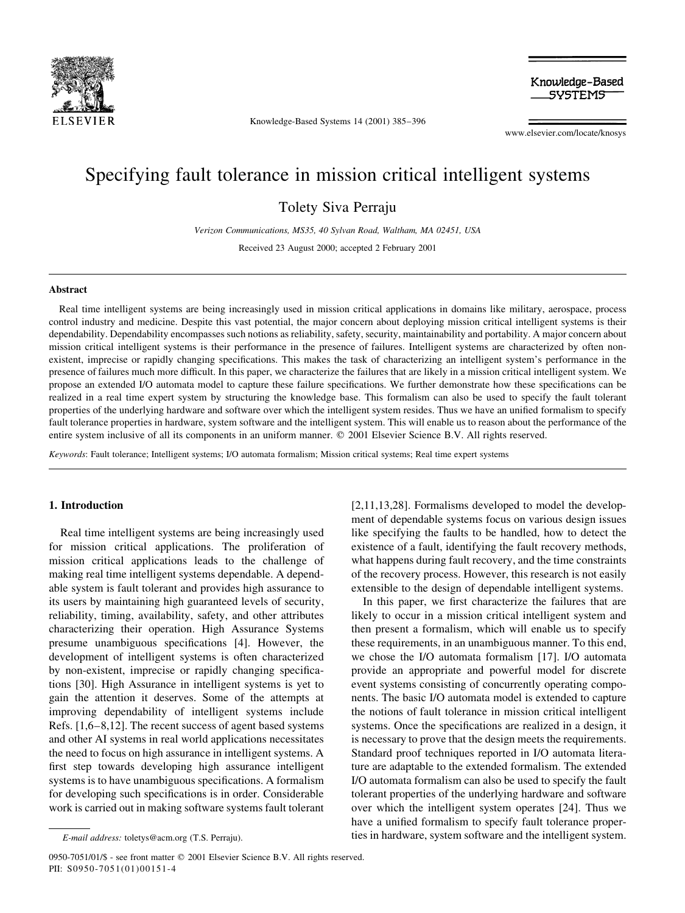# Specifying fault tolerance in mission critical intelligent systems

Tolety Siva Perraju

*Verizon Communications, MS35, 40 Sylvan Road, Waltham, MA 02451, USA*

Received 23 August 2000; accepted 2 February 2001

## Abstract

Real time intelligent systems are being increasingly used in mission critical applications in domains like military, aerospace, process control industry and medicine. Despite this vast potential, the major concern about deploying mission critical intelligent systems is their dependability. Dependability encompasses such notions as reliability, safety, security, maintainability and portability. A major concern about mission critical intelligent systems is their performance in the presence of failures. Intelligent systems are characterized by often non-existent, imprecise or rapidly changing specifications. This makes the task of characterizing an intelligent system's performance in the presence of failures much more difficult. In this paper, we characterize the failures that are likely in a mission critical intelligent system. We propose an extended I/O automata model to capture these failure specifications. We further demonstrate how these specifications can be realized in a real time expert system by structuring the knowledge base. This formalism can also be used to specify the fault tolerant properties of the underlying hardware and software over which the intelligent system resides. Thus we have an unified formalism to specify fault tolerance properties in hardware, system software and the intelligent system. This will enable us to reason about the performance of the entire system inclusive of all its components in an uniform manner. © 2001 Elsevier Science B.V. All rights reserved.

*Keywords*: Fault tolerance; Intelligent systems; I/O automata formalism; Mission critical systems; Real time expert systems

## 1. Introduction

Real time intelligent systems are being increasingly used for mission critical applications. The proliferation of mission critical applications leads to the challenge of making real time intelligent systems dependable. A dependable system is fault tolerant and provides high assurance to its users by maintaining high guaranteed levels of security, reliability, timing, availability, safety, and other attributes characterizing their operation. High Assurance Systems presume unambiguous specifications [4]. However, the development of intelligent systems is often characterized by non-existent, imprecise or rapidly changing specifications [30]. High Assurance in intelligent systems is yet to gain the attention it deserves. Some of the attempts at improving dependability of intelligent systems include Refs. [1,6–8,12]. The recent success of agent based systems and other AI systems in real world applications necessitates the need to focus on high assurance in intelligent systems. A first step towards developing high assurance intelligent systems is to have unambiguous specifications. A formalism for developing such specifications is in order. Considerable work is carried out in making software systems fault tolerant [2,11,13,28]. Formalisms developed to model the development of dependable systems focus on various design issues like specifying the faults to be handled, how to detect the existence of a fault, identifying the fault recovery methods, what happens during fault recovery, and the time constraints of the recovery process. However, this research is not easily extensible to the design of dependable intelligent systems.

In this paper, we first characterize the failures that are likely to occur in a mission critical intelligent system and then present a formalism, which will enable us to specify these requirements, in an unambiguous manner. To this end, we chose the I/O automata formalism [17]. I/O automata provide an appropriate and powerful model for discrete event systems consisting of concurrently operating components. The basic I/O automata model is extended to capture the notions of fault tolerance in mission critical intelligent systems. Once the specifications are realized in a design, it is necessary to prove that the design meets the requirements. Standard proof techniques reported in I/O automata literature are adaptable to the extended formalism. The extended I/O automata formalism can also be used to specify the fault tolerant properties of the underlying hardware and software over which the intelligent system operates [24]. Thus we have a unified formalism to specify fault tolerance properties in hardware, system software and the intelligent system.

*E-mail address:* toletys@acm.org (T.S. Perraju).

0950-7051/01/$ - see front matter © 2001 Elsevier Science B.V. All rights reserved.
PII: S0950-7051(01)00151-4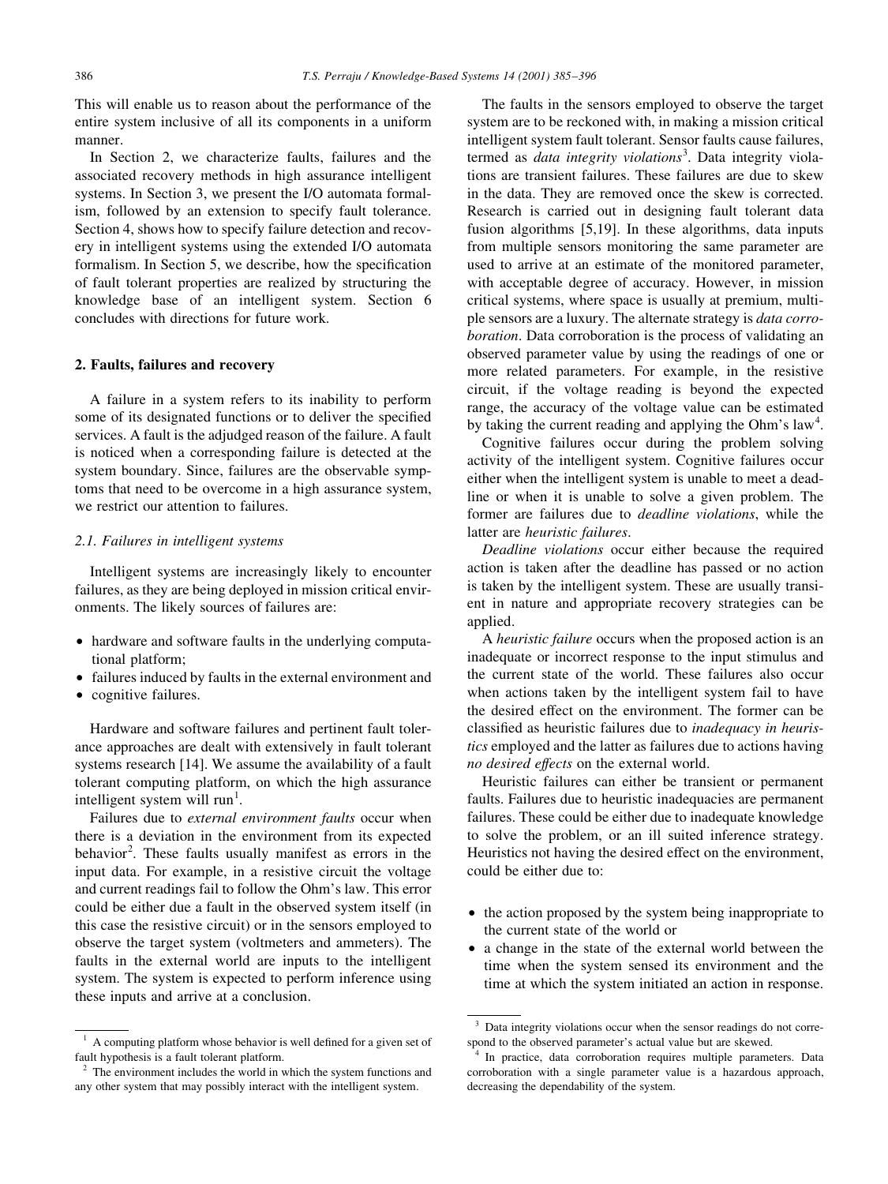This will enable us to reason about the performance of the entire system inclusive of all its components in a uniform manner.

In Section 2, we characterize faults, failures and the associated recovery methods in high assurance intelligent systems. In Section 3, we present the I/O automata formalism, followed by an extension to specify fault tolerance. Section 4, shows how to specify failure detection and recovery in intelligent systems using the extended I/O automata formalism. In Section 5, we describe, how the specification of fault tolerant properties are realized by structuring the knowledge base of an intelligent system. Section 6 concludes with directions for future work.

## 2. Faults, failures and recovery

A failure in a system refers to its inability to perform some of its designated functions or to deliver the specified services. A fault is the adjudged reason of the failure. A fault is noticed when a corresponding failure is detected at the system boundary. Since, failures are the observable symptoms that need to be overcome in a high assurance system, we restrict our attention to failures.

### 2.1. Failures in intelligent systems

Intelligent systems are increasingly likely to encounter failures, as they are being deployed in mission critical environments. The likely sources of failures are:

- hardware and software faults in the underlying computational platform;
- failures induced by faults in the external environment and
- cognitive failures.

Hardware and software failures and pertinent fault tolerance approaches are dealt with extensively in fault tolerant systems research [14]. We assume the availability of a fault tolerant computing platform, on which the high assurance intelligent system will run[1].

Failures due to *external environment faults* occur when there is a deviation in the environment from its expected behavior[2]. These faults usually manifest as errors in the input data. For example, in a resistive circuit the voltage and current readings fail to follow the Ohm's law. This error could be either due a fault in the observed system itself (in this case the resistive circuit) or in the sensors employed to observe the target system (voltmeters and ammeters). The faults in the external world are inputs to the intelligent system. The system is expected to perform inference using these inputs and arrive at a conclusion.

The faults in the sensors employed to observe the target system are to be reckoned with, in making a mission critical intelligent system fault tolerant. Sensor faults cause failures, termed as *data integrity violations*[3]. Data integrity violations are transient failures. These failures are due to skew in the data. They are removed once the skew is corrected. Research is carried out in designing fault tolerant data fusion algorithms [5,19]. In these algorithms, data inputs from multiple sensors monitoring the same parameter are used to arrive at an estimate of the monitored parameter, with acceptable degree of accuracy. However, in mission critical systems, where space is usually at premium, multiple sensors are a luxury. The alternate strategy is *data corroboration*. Data corroboration is the process of validating an observed parameter value by using the readings of one or more related parameters. For example, in the resistive circuit, if the voltage reading is beyond the expected range, the accuracy of the voltage value can be estimated by taking the current reading and applying the Ohm's law[4].

Cognitive failures occur during the problem solving activity of the intelligent system. Cognitive failures occur either when the intelligent system is unable to meet a deadline or when it is unable to solve a given problem. The former are failures due to *deadline violations*, while the latter are *heuristic failures*.

*Deadline violations* occur either because the required action is taken after the deadline has passed or no action is taken by the intelligent system. These are usually transient in nature and appropriate recovery strategies can be applied.

A *heuristic failure* occurs when the proposed action is an inadequate or incorrect response to the input stimulus and the current state of the world. These failures also occur when actions taken by the intelligent system fail to have the desired effect on the environment. The former can be classified as heuristic failures due to *inadequacy in heuristics* employed and the latter as failures due to actions having *no desired effects* on the external world.

Heuristic failures can either be transient or permanent faults. Failures due to heuristic inadequacies are permanent failures. These could be either due to inadequate knowledge to solve the problem, or an ill suited inference strategy. Heuristics not having the desired effect on the environment, could be either due to:

- the action proposed by the system being inappropriate to the current state of the world or
- a change in the state of the external world between the time when the system sensed its environment and the time at which the system initiated an action in response.

---

[1] A computing platform whose behavior is well defined for a given set of fault hypothesis is a fault tolerant platform.

[2] The environment includes the world in which the system functions and any other system that may possibly interact with the intelligent system.

[3] Data integrity violations occur when the sensor readings do not correspond to the observed parameter's actual value but are skewed.

[4] In practice, data corroboration requires multiple parameters. Data corroboration with a single parameter value is a hazardous approach, decreasing the dependability of the system.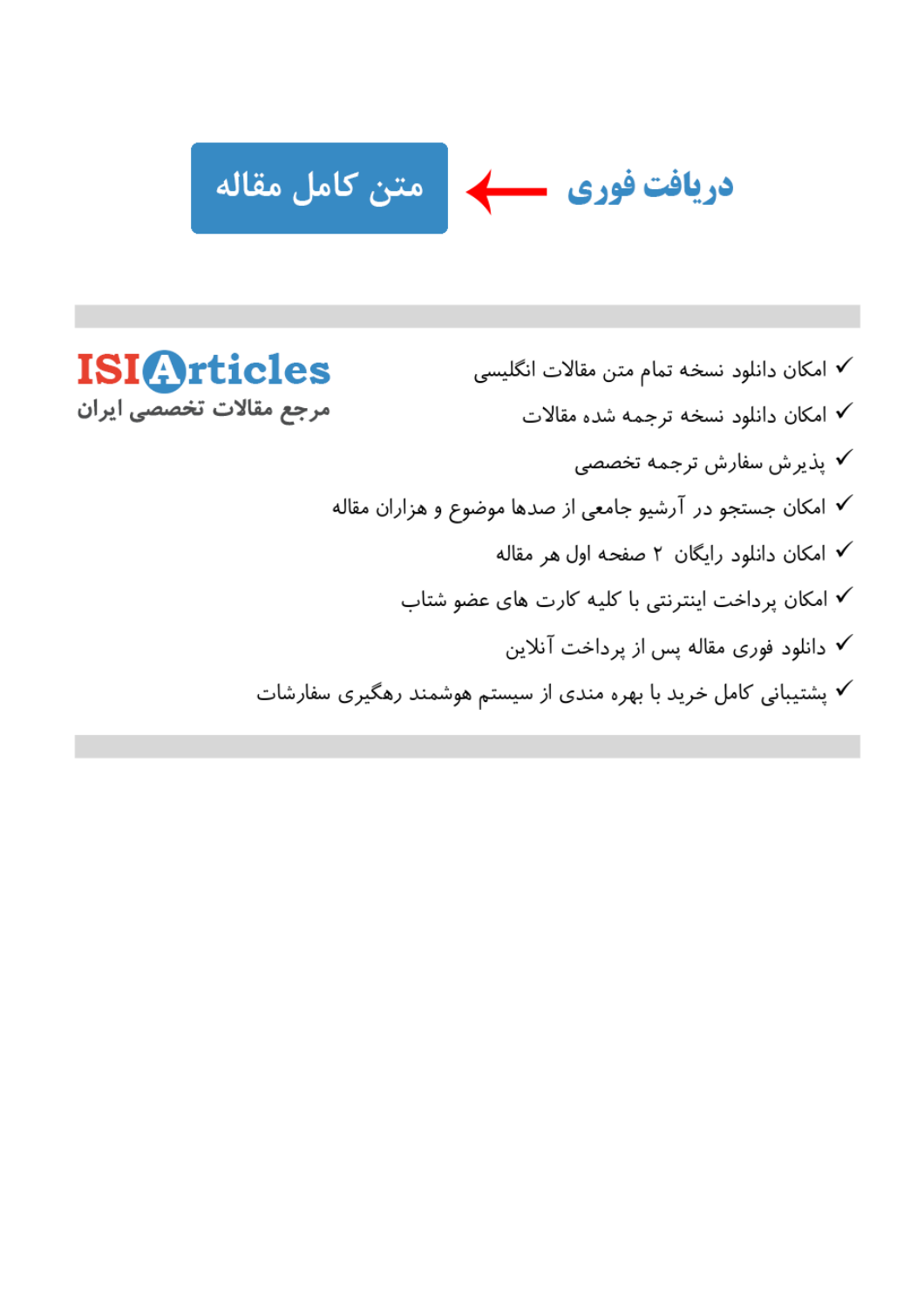دریافت فوری ← متن کامل مقاله

**ISIArticles**
مرجع مقالات تخصصی ایران

- ✓ امکان دانلود نسخه تمام متن مقالات انگلیسی
- ✓ امکان دانلود نسخه ترجمه شده مقالات
- ✓ پذیرش سفارش ترجمه تخصصی
- ✓ امکان جستجو در آرشیو جامعی از صدها موضوع و هزاران مقاله
- ✓ امکان دانلود رایگان ۲ صفحه اول هر مقاله
- ✓ امکان پرداخت اینترنتی با کلیه کارت های عضو شتاب
- ✓ دانلود فوری مقاله پس از پرداخت آنلاین
- ✓ پشتیبانی کامل خرید با بهره مندی از سیستم هوشمند رهگیری سفارشات